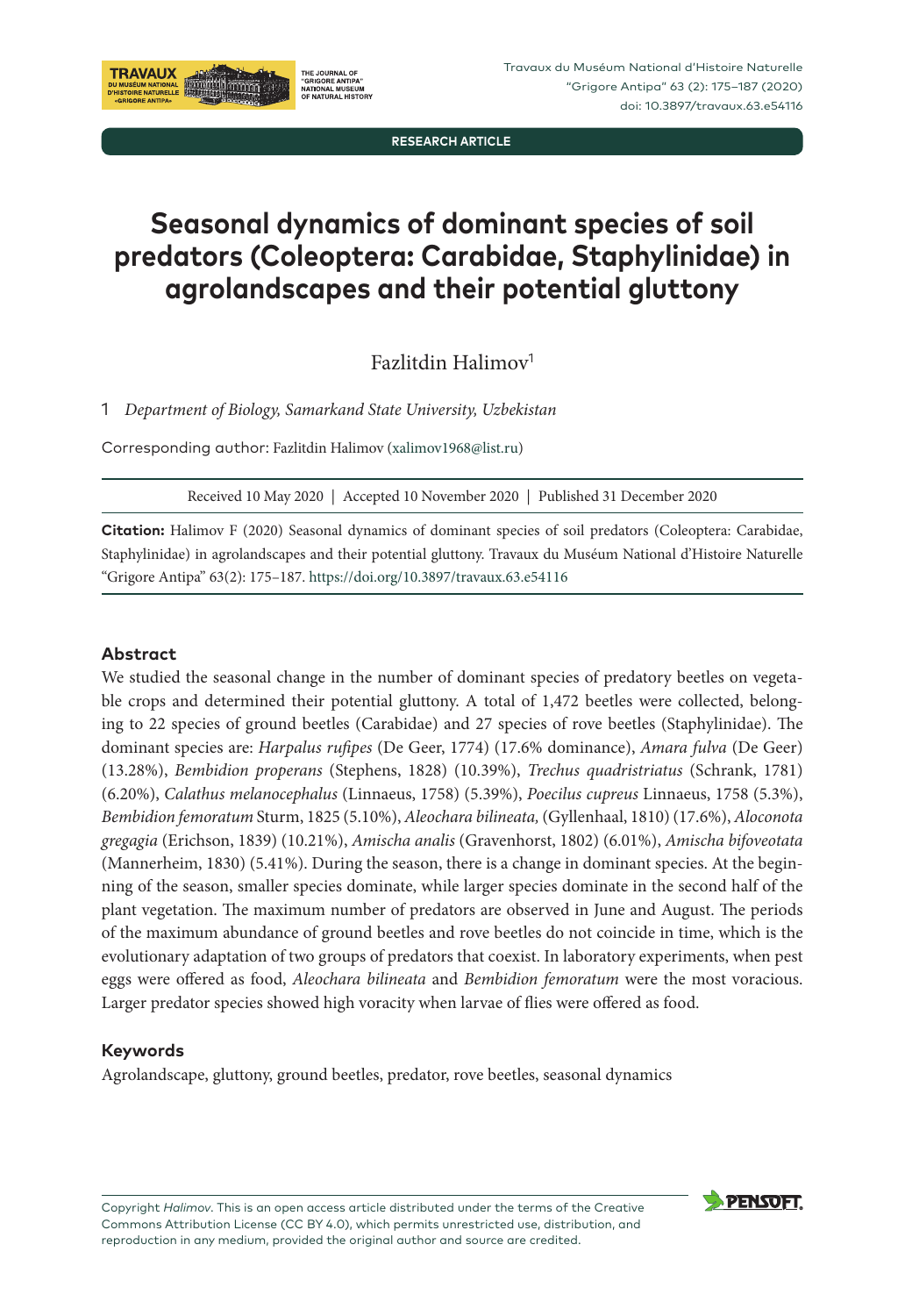RESEARCH ARTICLE

# Seasonal dynamics of dominant species of soil predators (Coleoptera: Carabidae, Staphylinidae) in agrolandscapes and their potential gluttony

Fazlitdin Halimov[1]

1 *Department of Biology, Samarkand State University, Uzbekistan*

Corresponding author: Fazlitdin Halimov (xalimov1968@list.ru)

Received 10 May 2020 | Accepted 10 November 2020 | Published 31 December 2020

**Citation:** Halimov F (2020) Seasonal dynamics of dominant species of soil predators (Coleoptera: Carabidae, Staphylinidae) in agrolandscapes and their potential gluttony. Travaux du Muséum National d'Histoire Naturelle "Grigore Antipa" 63(2): 175–187. https://doi.org/10.3897/travaux.63.e54116

## Abstract

We studied the seasonal change in the number of dominant species of predatory beetles on vegetable crops and determined their potential gluttony. A total of 1,472 beetles were collected, belonging to 22 species of ground beetles (Carabidae) and 27 species of rove beetles (Staphylinidae). The dominant species are: *Harpalus rufipes* (De Geer, 1774) (17.6% dominance), *Amara fulva* (De Geer) (13.28%), *Bembidion properans* (Stephens, 1828) (10.39%), *Trechus quadristriatus* (Schrank, 1781) (6.20%), *Calathus melanocephalus* (Linnaeus, 1758) (5.39%), *Poecilus cupreus* Linnaeus, 1758 (5.3%), *Bembidion femoratum* Sturm, 1825 (5.10%), *Aleochara bilineata,* (Gyllenhaal, 1810) (17.6%), *Aloconota gregagia* (Erichson, 1839) (10.21%), *Amischa analis* (Gravenhorst, 1802) (6.01%), *Amischa bifoveotata* (Mannerheim, 1830) (5.41%). During the season, there is a change in dominant species. At the beginning of the season, smaller species dominate, while larger species dominate in the second half of the plant vegetation. The maximum number of predators are observed in June and August. The periods of the maximum abundance of ground beetles and rove beetles do not coincide in time, which is the evolutionary adaptation of two groups of predators that coexist. In laboratory experiments, when pest eggs were offered as food, *Aleochara bilineata* and *Bembidion femoratum* were the most voracious. Larger predator species showed high voracity when larvae of flies were offered as food.

## Keywords

Agrolandscape, gluttony, ground beetles, predator, rove beetles, seasonal dynamics

Copyright *Halimov*. This is an open access article distributed under the terms of the Creative Commons Attribution License (CC BY 4.0), which permits unrestricted use, distribution, and reproduction in any medium, provided the original author and source are credited.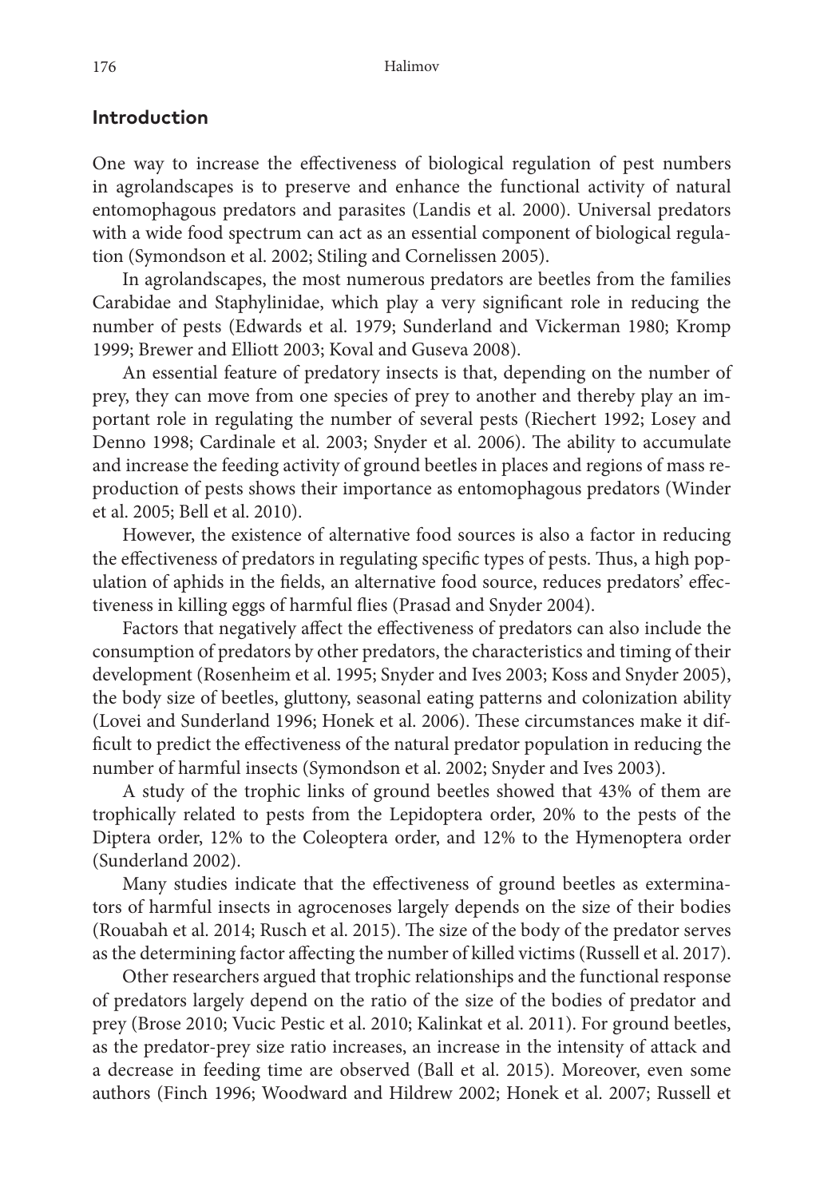## Introduction

One way to increase the effectiveness of biological regulation of pest numbers in agrolandscapes is to preserve and enhance the functional activity of natural entomophagous predators and parasites (Landis et al. 2000). Universal predators with a wide food spectrum can act as an essential component of biological regulation (Symondson et al. 2002; Stiling and Cornelissen 2005).

In agrolandscapes, the most numerous predators are beetles from the families Carabidae and Staphylinidae, which play a very significant role in reducing the number of pests (Edwards et al. 1979; Sunderland and Vickerman 1980; Kromp 1999; Brewer and Elliott 2003; Koval and Guseva 2008).

An essential feature of predatory insects is that, depending on the number of prey, they can move from one species of prey to another and thereby play an important role in regulating the number of several pests (Riechert 1992; Losey and Denno 1998; Cardinale et al. 2003; Snyder et al. 2006). The ability to accumulate and increase the feeding activity of ground beetles in places and regions of mass reproduction of pests shows their importance as entomophagous predators (Winder et al. 2005; Bell et al. 2010).

However, the existence of alternative food sources is also a factor in reducing the effectiveness of predators in regulating specific types of pests. Thus, a high population of aphids in the fields, an alternative food source, reduces predators' effectiveness in killing eggs of harmful flies (Prasad and Snyder 2004).

Factors that negatively affect the effectiveness of predators can also include the consumption of predators by other predators, the characteristics and timing of their development (Rosenheim et al. 1995; Snyder and Ives 2003; Koss and Snyder 2005), the body size of beetles, gluttony, seasonal eating patterns and colonization ability (Lovei and Sunderland 1996; Honek et al. 2006). These circumstances make it difficult to predict the effectiveness of the natural predator population in reducing the number of harmful insects (Symondson et al. 2002; Snyder and Ives 2003).

A study of the trophic links of ground beetles showed that 43% of them are trophically related to pests from the Lepidoptera order, 20% to the pests of the Diptera order, 12% to the Coleoptera order, and 12% to the Hymenoptera order (Sunderland 2002).

Many studies indicate that the effectiveness of ground beetles as exterminators of harmful insects in agrocenoses largely depends on the size of their bodies (Rouabah et al. 2014; Rusch et al. 2015). The size of the body of the predator serves as the determining factor affecting the number of killed victims (Russell et al. 2017).

Other researchers argued that trophic relationships and the functional response of predators largely depend on the ratio of the size of the bodies of predator and prey (Brose 2010; Vucic Pestic et al. 2010; Kalinkat et al. 2011). For ground beetles, as the predator-prey size ratio increases, an increase in the intensity of attack and a decrease in feeding time are observed (Ball et al. 2015). Moreover, even some authors (Finch 1996; Woodward and Hildrew 2002; Honek et al. 2007; Russell et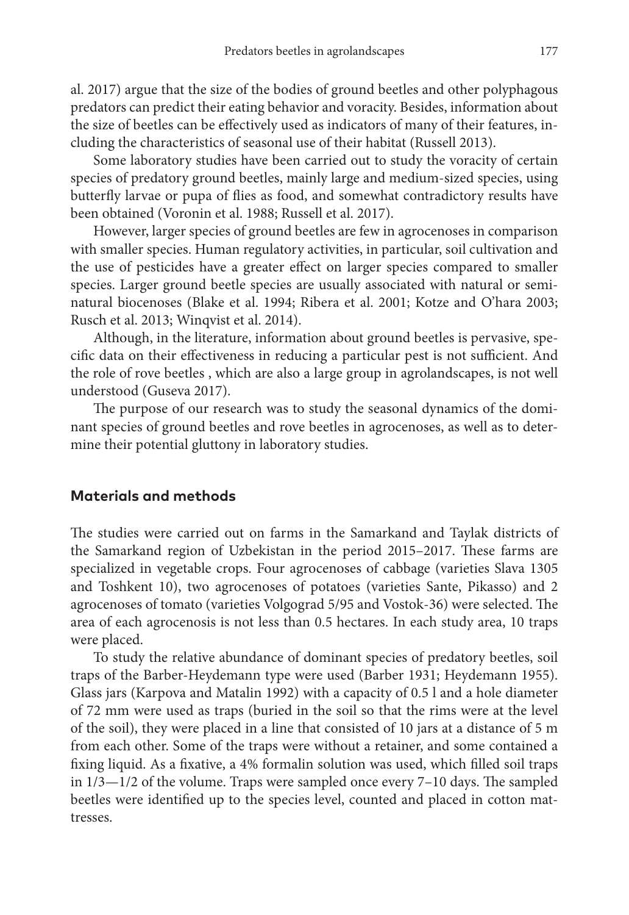al. 2017) argue that the size of the bodies of ground beetles and other polyphagous predators can predict their eating behavior and voracity. Besides, information about the size of beetles can be effectively used as indicators of many of their features, including the characteristics of seasonal use of their habitat (Russell 2013).

Some laboratory studies have been carried out to study the voracity of certain species of predatory ground beetles, mainly large and medium-sized species, using butterfly larvae or pupa of flies as food, and somewhat contradictory results have been obtained (Voronin et al. 1988; Russell et al. 2017).

However, larger species of ground beetles are few in agrocenoses in comparison with smaller species. Human regulatory activities, in particular, soil cultivation and the use of pesticides have a greater effect on larger species compared to smaller species. Larger ground beetle species are usually associated with natural or semi-natural biocenoses (Blake et al. 1994; Ribera et al. 2001; Kotze and O'hara 2003; Rusch et al. 2013; Winqvist et al. 2014).

Although, in the literature, information about ground beetles is pervasive, specific data on their effectiveness in reducing a particular pest is not sufficient. And the role of rove beetles , which are also a large group in agrolandscapes, is not well understood (Guseva 2017).

The purpose of our research was to study the seasonal dynamics of the dominant species of ground beetles and rove beetles in agrocenoses, as well as to determine their potential gluttony in laboratory studies.

## Materials and methods

The studies were carried out on farms in the Samarkand and Taylak districts of the Samarkand region of Uzbekistan in the period 2015–2017. These farms are specialized in vegetable crops. Four agrocenoses of cabbage (varieties Slava 1305 and Toshkent 10), two agrocenoses of potatoes (varieties Sante, Pikasso) and 2 agrocenoses of tomato (varieties Volgograd 5/95 and Vostok-36) were selected. The area of each agrocenosis is not less than 0.5 hectares. In each study area, 10 traps were placed.

To study the relative abundance of dominant species of predatory beetles, soil traps of the Barber-Heydemann type were used (Barber 1931; Heydemann 1955). Glass jars (Karpova and Matalin 1992) with a capacity of 0.5 l and a hole diameter of 72 mm were used as traps (buried in the soil so that the rims were at the level of the soil), they were placed in a line that consisted of 10 jars at a distance of 5 m from each other. Some of the traps were without a retainer, and some contained a fixing liquid. As a fixative, a 4% formalin solution was used, which filled soil traps in 1/3—1/2 of the volume. Traps were sampled once every 7–10 days. The sampled beetles were identified up to the species level, counted and placed in cotton mattresses.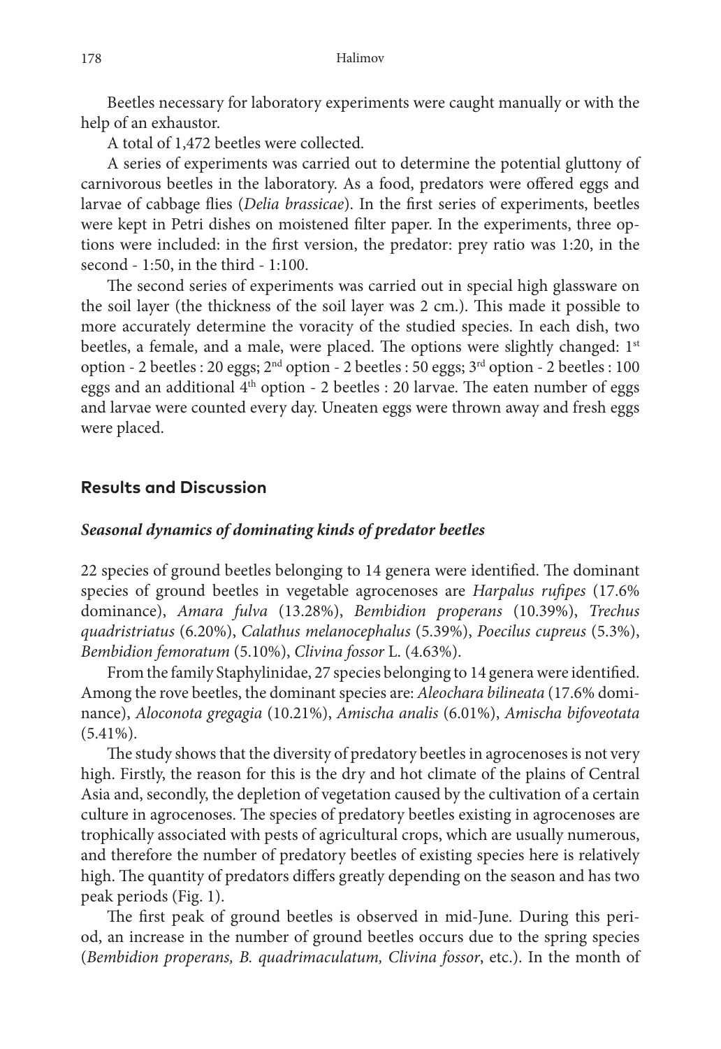Beetles necessary for laboratory experiments were caught manually or with the help of an exhaustor.

A total of 1,472 beetles were collected.

A series of experiments was carried out to determine the potential gluttony of carnivorous beetles in the laboratory. As a food, predators were offered eggs and larvae of cabbage flies (*Delia brassicae*). In the first series of experiments, beetles were kept in Petri dishes on moistened filter paper. In the experiments, three options were included: in the first version, the predator: prey ratio was 1:20, in the second - 1:50, in the third - 1:100.

The second series of experiments was carried out in special high glassware on the soil layer (the thickness of the soil layer was 2 cm.). This made it possible to more accurately determine the voracity of the studied species. In each dish, two beetles, a female, and a male, were placed. The options were slightly changed: 1st option - 2 beetles : 20 eggs; 2nd option - 2 beetles : 50 eggs; 3rd option - 2 beetles : 100 eggs and an additional 4th option - 2 beetles : 20 larvae. The eaten number of eggs and larvae were counted every day. Uneaten eggs were thrown away and fresh eggs were placed.

## Results and Discussion

### *Seasonal dynamics of dominating kinds of predator beetles*

22 species of ground beetles belonging to 14 genera were identified. The dominant species of ground beetles in vegetable agrocenoses are *Harpalus rufipes* (17.6% dominance), *Amara fulva* (13.28%), *Bembidion properans* (10.39%), *Trechus quadristriatus* (6.20%), *Calathus melanocephalus* (5.39%), *Poecilus cupreus* (5.3%), *Bembidion femoratum* (5.10%), *Clivina fossor* L. (4.63%).

From the family Staphylinidae, 27 species belonging to 14 genera were identified. Among the rove beetles, the dominant species are: *Aleochara bilineata* (17.6% dominance), *Aloconota gregagia* (10.21%), *Amischa analis* (6.01%), *Amischa bifoveotata* (5.41%).

The study shows that the diversity of predatory beetles in agrocenoses is not very high. Firstly, the reason for this is the dry and hot climate of the plains of Central Asia and, secondly, the depletion of vegetation caused by the cultivation of a certain culture in agrocenoses. The species of predatory beetles existing in agrocenoses are trophically associated with pests of agricultural crops, which are usually numerous, and therefore the number of predatory beetles of existing species here is relatively high. The quantity of predators differs greatly depending on the season and has two peak periods (Fig. 1).

The first peak of ground beetles is observed in mid-June. During this period, an increase in the number of ground beetles occurs due to the spring species (*Bembidion properans, B. quadrimaculatum, Clivina fossor*, etc.). In the month of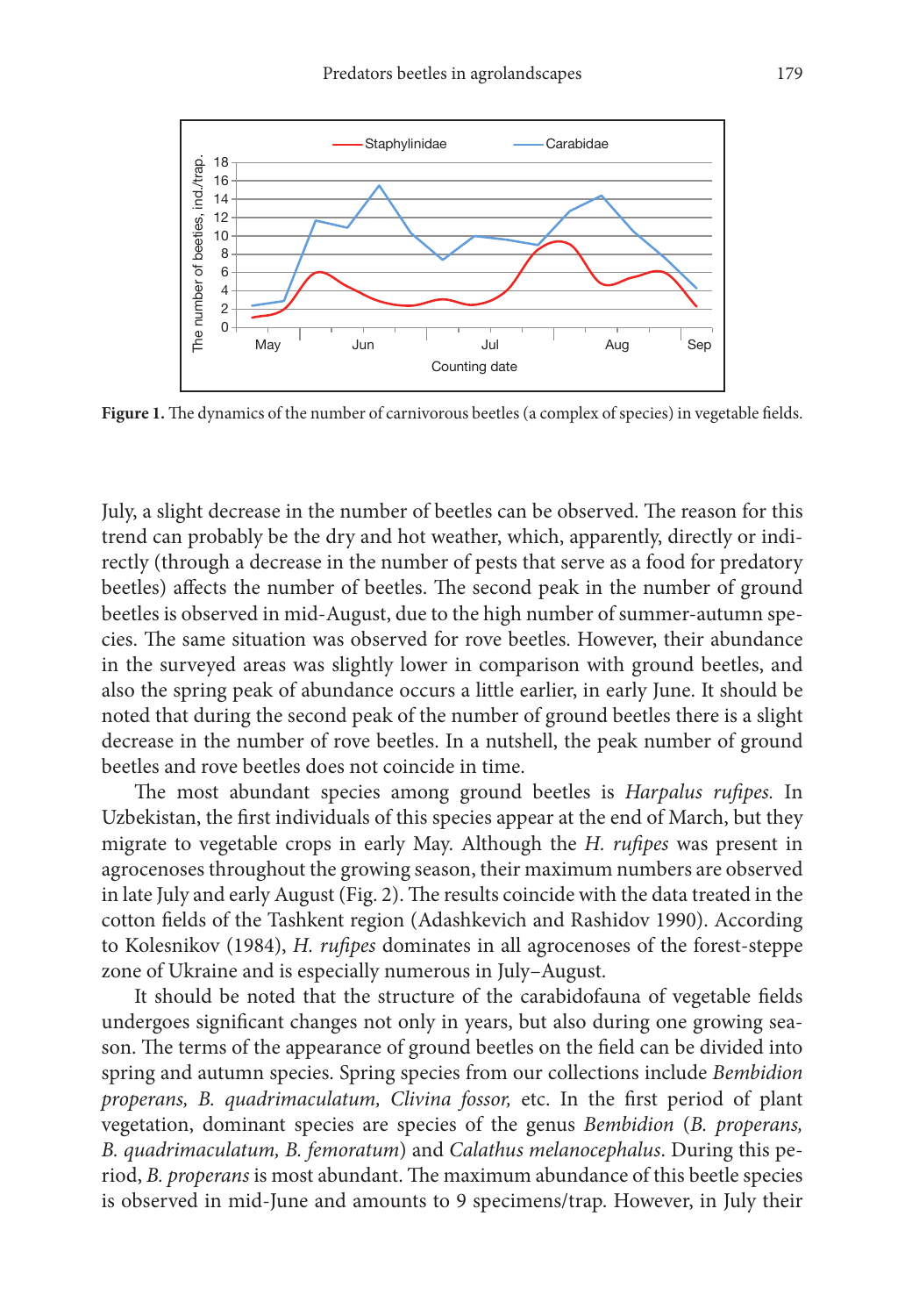**Figure 1.** The dynamics of the number of carnivorous beetles (a complex of species) in vegetable fields.

July, a slight decrease in the number of beetles can be observed. The reason for this trend can probably be the dry and hot weather, which, apparently, directly or indirectly (through a decrease in the number of pests that serve as a food for predatory beetles) affects the number of beetles. The second peak in the number of ground beetles is observed in mid-August, due to the high number of summer-autumn species. The same situation was observed for rove beetles. However, their abundance in the surveyed areas was slightly lower in comparison with ground beetles, and also the spring peak of abundance occurs a little earlier, in early June. It should be noted that during the second peak of the number of ground beetles there is a slight decrease in the number of rove beetles. In a nutshell, the peak number of ground beetles and rove beetles does not coincide in time.

The most abundant species among ground beetles is *Harpalus rufipes*. In Uzbekistan, the first individuals of this species appear at the end of March, but they migrate to vegetable crops in early May. Although the *H. rufipes* was present in agrocenoses throughout the growing season, their maximum numbers are observed in late July and early August (Fig. 2). The results coincide with the data treated in the cotton fields of the Tashkent region (Adashkevich and Rashidov 1990). According to Kolesnikov (1984), *H. rufipes* dominates in all agrocenoses of the forest-steppe zone of Ukraine and is especially numerous in July–August.

It should be noted that the structure of the carabidofauna of vegetable fields undergoes significant changes not only in years, but also during one growing season. The terms of the appearance of ground beetles on the field can be divided into spring and autumn species. Spring species from our collections include *Bembidion properans, B. quadrimaculatum, Clivina fossor,* etc. In the first period of plant vegetation, dominant species are species of the genus *Bembidion* (*B. properans, B. quadrimaculatum, B. femoratum*) and *Calathus melanocephalus*. During this period, *B. properans* is most abundant. The maximum abundance of this beetle species is observed in mid-June and amounts to 9 specimens/trap. However, in July their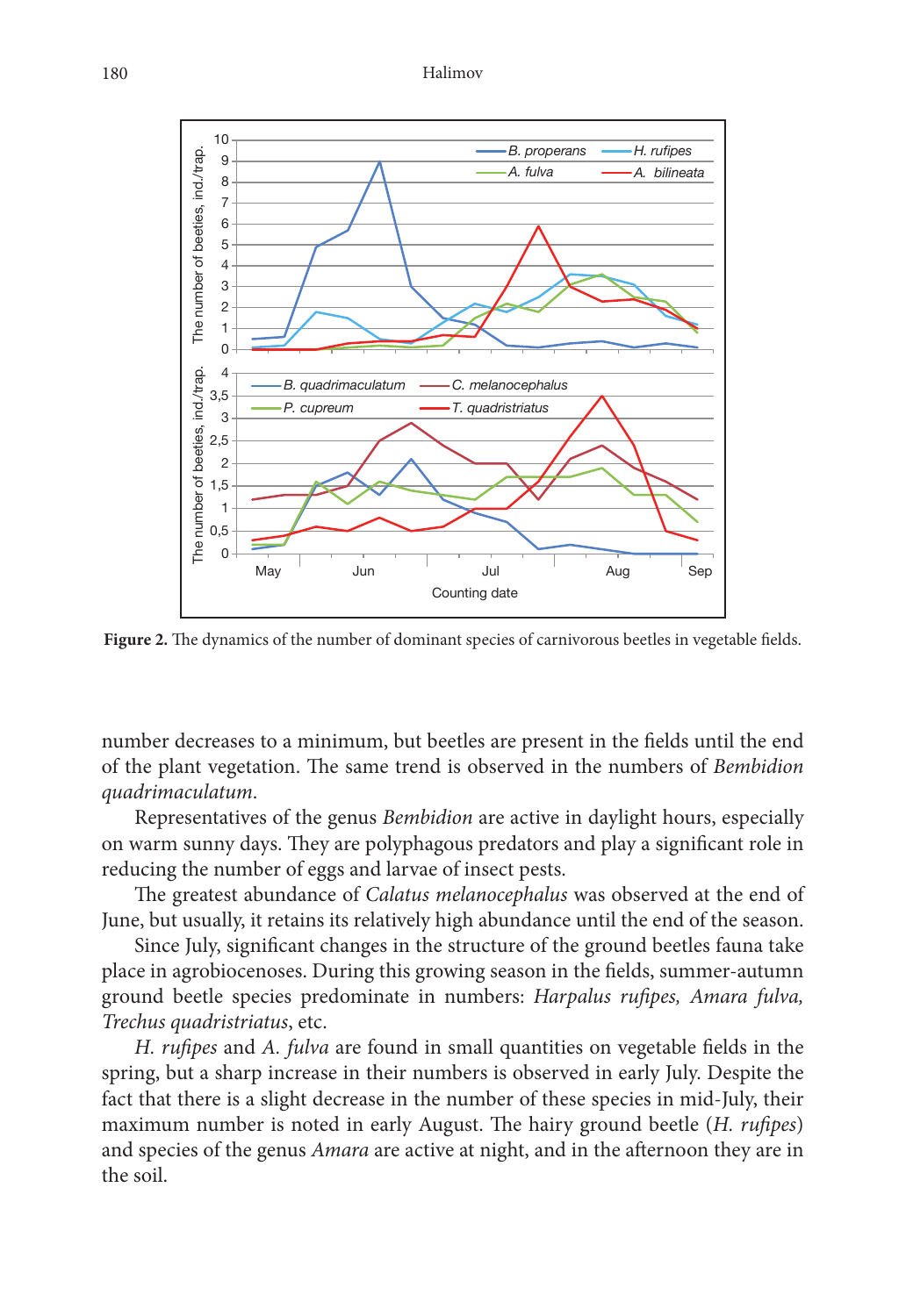**Figure 2.** The dynamics of the number of dominant species of carnivorous beetles in vegetable fields.

number decreases to a minimum, but beetles are present in the fields until the end of the plant vegetation. The same trend is observed in the numbers of *Bembidion quadrimaculatum*.

Representatives of the genus *Bembidion* are active in daylight hours, especially on warm sunny days. They are polyphagous predators and play a significant role in reducing the number of eggs and larvae of insect pests.

The greatest abundance of *Calatus melanocephalus* was observed at the end of June, but usually, it retains its relatively high abundance until the end of the season.

Since July, significant changes in the structure of the ground beetles fauna take place in agrobiocenoses. During this growing season in the fields, summer-autumn ground beetle species predominate in numbers: *Harpalus rufipes, Amara fulva, Trechus quadristriatus*, etc.

*H. rufipes* and *A. fulva* are found in small quantities on vegetable fields in the spring, but a sharp increase in their numbers is observed in early July. Despite the fact that there is a slight decrease in the number of these species in mid-July, their maximum number is noted in early August. The hairy ground beetle (*H. rufipes*) and species of the genus *Amara* are active at night, and in the afternoon they are in the soil.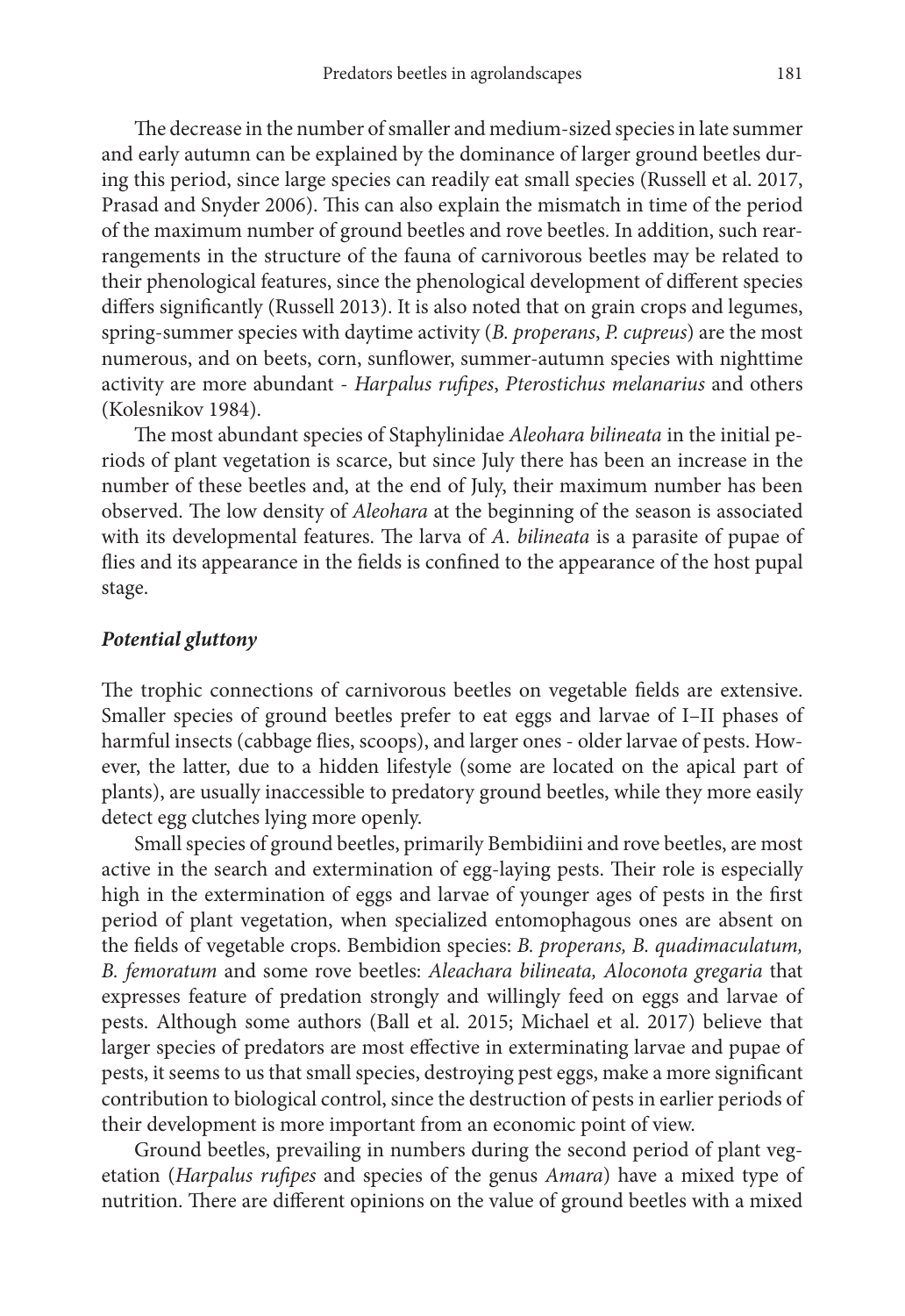The decrease in the number of smaller and medium-sized species in late summer and early autumn can be explained by the dominance of larger ground beetles during this period, since large species can readily eat small species (Russell et al. 2017, Prasad and Snyder 2006). This can also explain the mismatch in time of the period of the maximum number of ground beetles and rove beetles. In addition, such rearrangements in the structure of the fauna of carnivorous beetles may be related to their phenological features, since the phenological development of different species differs significantly (Russell 2013). It is also noted that on grain crops and legumes, spring-summer species with daytime activity (*B. properans*, *P. cupreus*) are the most numerous, and on beets, corn, sunflower, summer-autumn species with nighttime activity are more abundant - *Harpalus rufipes*, *Pterostichus melanarius* and others (Kolesnikov 1984).

The most abundant species of Staphylinidae *Aleohara bilineata* in the initial periods of plant vegetation is scarce, but since July there has been an increase in the number of these beetles and, at the end of July, their maximum number has been observed. The low density of *Aleohara* at the beginning of the season is associated with its developmental features. The larva of *A. bilineata* is a parasite of pupae of flies and its appearance in the fields is confined to the appearance of the host pupal stage.

### *Potential gluttony*

The trophic connections of carnivorous beetles on vegetable fields are extensive. Smaller species of ground beetles prefer to eat eggs and larvae of I–II phases of harmful insects (cabbage flies, scoops), and larger ones - older larvae of pests. However, the latter, due to a hidden lifestyle (some are located on the apical part of plants), are usually inaccessible to predatory ground beetles, while they more easily detect egg clutches lying more openly.

Small species of ground beetles, primarily Bembidiini and rove beetles, are most active in the search and extermination of egg-laying pests. Their role is especially high in the extermination of eggs and larvae of younger ages of pests in the first period of plant vegetation, when specialized entomophagous ones are absent on the fields of vegetable crops. Bembidion species: *B. properans, B. quadimaculatum, B. femoratum* and some rove beetles: *Aleachara bilineata, Aloconota gregaria* that expresses feature of predation strongly and willingly feed on eggs and larvae of pests. Although some authors (Ball et al. 2015; Michael et al. 2017) believe that larger species of predators are most effective in exterminating larvae and pupae of pests, it seems to us that small species, destroying pest eggs, make a more significant contribution to biological control, since the destruction of pests in earlier periods of their development is more important from an economic point of view.

Ground beetles, prevailing in numbers during the second period of plant vegetation (*Harpalus rufipes* and species of the genus *Amara*) have a mixed type of nutrition. There are different opinions on the value of ground beetles with a mixed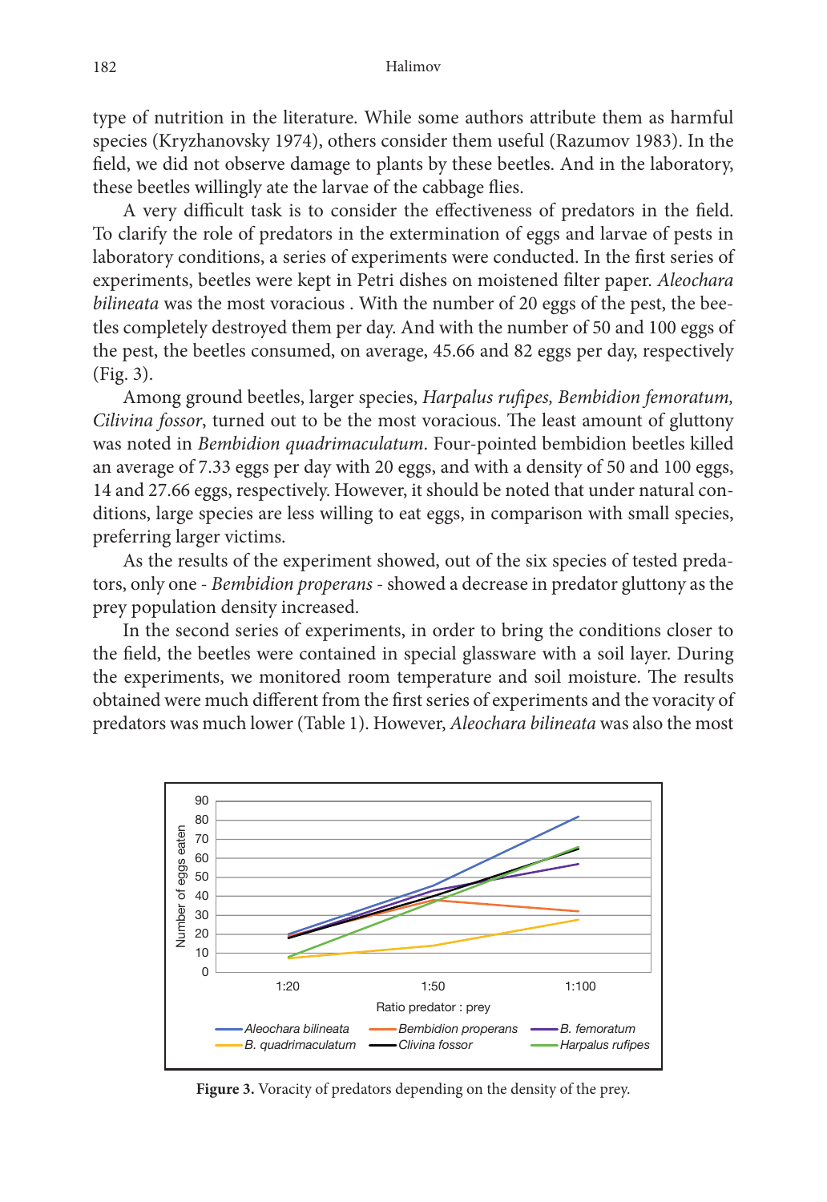type of nutrition in the literature. While some authors attribute them as harmful species (Kryzhanovsky 1974), others consider them useful (Razumov 1983). In the field, we did not observe damage to plants by these beetles. And in the laboratory, these beetles willingly ate the larvae of the cabbage flies.

A very difficult task is to consider the effectiveness of predators in the field. To clarify the role of predators in the extermination of eggs and larvae of pests in laboratory conditions, a series of experiments were conducted. In the first series of experiments, beetles were kept in Petri dishes on moistened filter paper. *Aleochara bilineata* was the most voracious . With the number of 20 eggs of the pest, the beetles completely destroyed them per day. And with the number of 50 and 100 eggs of the pest, the beetles consumed, on average, 45.66 and 82 eggs per day, respectively (Fig. 3).

Among ground beetles, larger species, *Harpalus rufipes, Bembidion femoratum, Cilivina fossor*, turned out to be the most voracious. The least amount of gluttony was noted in *Bembidion quadrimaculatum*. Four-pointed bembidion beetles killed an average of 7.33 eggs per day with 20 eggs, and with a density of 50 and 100 eggs, 14 and 27.66 eggs, respectively. However, it should be noted that under natural conditions, large species are less willing to eat eggs, in comparison with small species, preferring larger victims.

As the results of the experiment showed, out of the six species of tested predators, only one - *Bembidion properans* - showed a decrease in predator gluttony as the prey population density increased.

In the second series of experiments, in order to bring the conditions closer to the field, the beetles were contained in special glassware with a soil layer. During the experiments, we monitored room temperature and soil moisture. The results obtained were much different from the first series of experiments and the voracity of predators was much lower (Table 1). However, *Aleochara bilineata* was also the most

**Figure 3.** Voracity of predators depending on the density of the prey.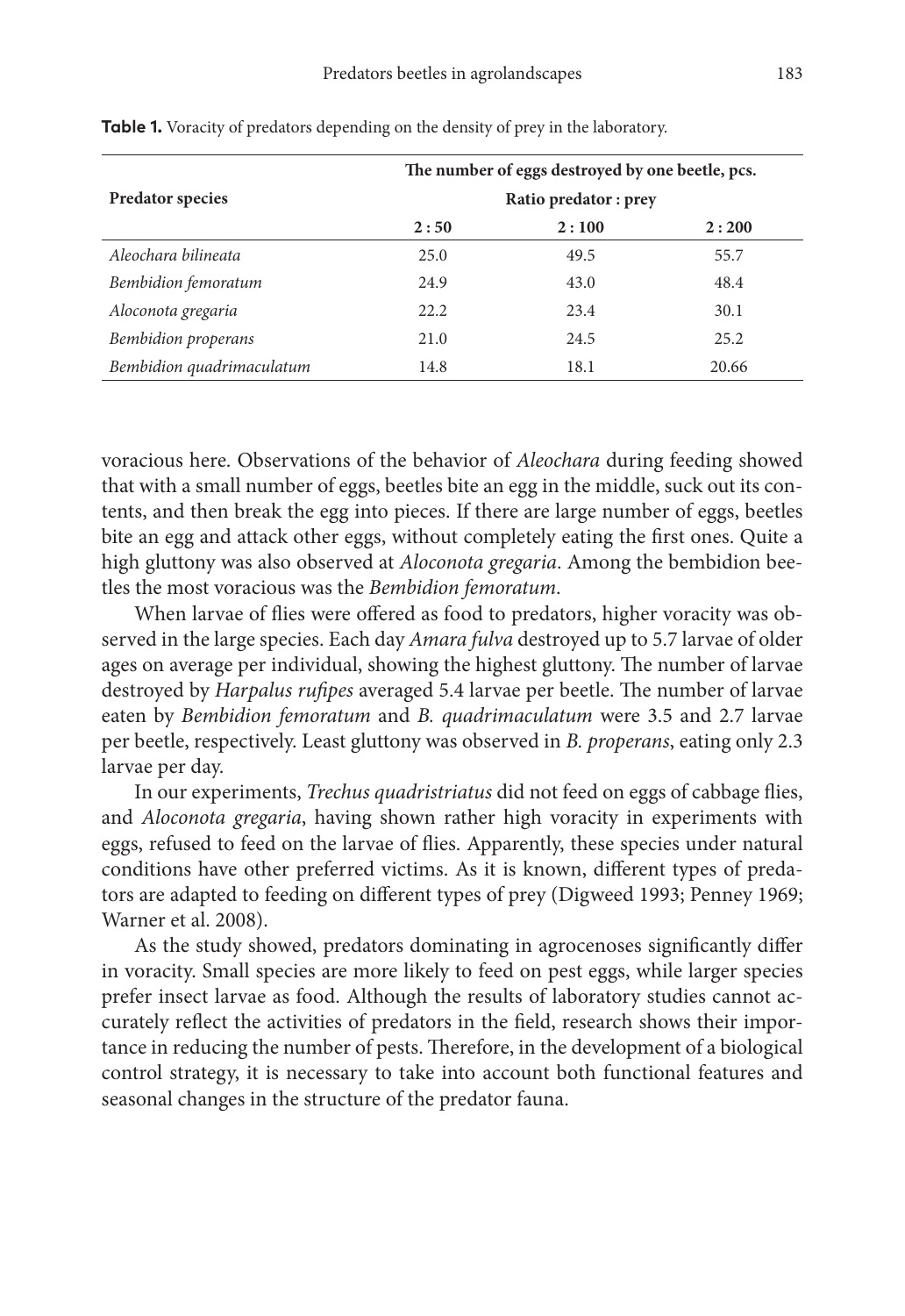**Table 1.** Voracity of predators depending on the density of prey in the laboratory.

| Predator species | The number of eggs destroyed by one beetle, pcs. | | |
|---|---|---|---|
| | Ratio predator : prey | | |
| | 2 : 50 | 2 : 100 | 2 : 200 |
| *Aleochara bilineata* | 25.0 | 49.5 | 55.7 |
| *Bembidion femoratum* | 24.9 | 43.0 | 48.4 |
| *Aloconota gregaria* | 22.2 | 23.4 | 30.1 |
| *Bembidion properans* | 21.0 | 24.5 | 25.2 |
| *Bembidion quadrimaculatum* | 14.8 | 18.1 | 20.66 |

voracious here. Observations of the behavior of *Aleochara* during feeding showed that with a small number of eggs, beetles bite an egg in the middle, suck out its contents, and then break the egg into pieces. If there are large number of eggs, beetles bite an egg and attack other eggs, without completely eating the first ones. Quite a high gluttony was also observed at *Aloconota gregaria*. Among the bembidion beetles the most voracious was the *Bembidion femoratum*.

When larvae of flies were offered as food to predators, higher voracity was observed in the large species. Each day *Amara fulva* destroyed up to 5.7 larvae of older ages on average per individual, showing the highest gluttony. The number of larvae destroyed by *Harpalus rufipes* averaged 5.4 larvae per beetle. The number of larvae eaten by *Bembidion femoratum* and *B. quadrimaculatum* were 3.5 and 2.7 larvae per beetle, respectively. Least gluttony was observed in *B. properans*, eating only 2.3 larvae per day.

In our experiments, *Trechus quadristriatus* did not feed on eggs of cabbage flies, and *Aloconota gregaria*, having shown rather high voracity in experiments with eggs, refused to feed on the larvae of flies. Apparently, these species under natural conditions have other preferred victims. As it is known, different types of predators are adapted to feeding on different types of prey (Digweed 1993; Penney 1969; Warner et al. 2008).

As the study showed, predators dominating in agrocenoses significantly differ in voracity. Small species are more likely to feed on pest eggs, while larger species prefer insect larvae as food. Although the results of laboratory studies cannot accurately reflect the activities of predators in the field, research shows their importance in reducing the number of pests. Therefore, in the development of a biological control strategy, it is necessary to take into account both functional features and seasonal changes in the structure of the predator fauna.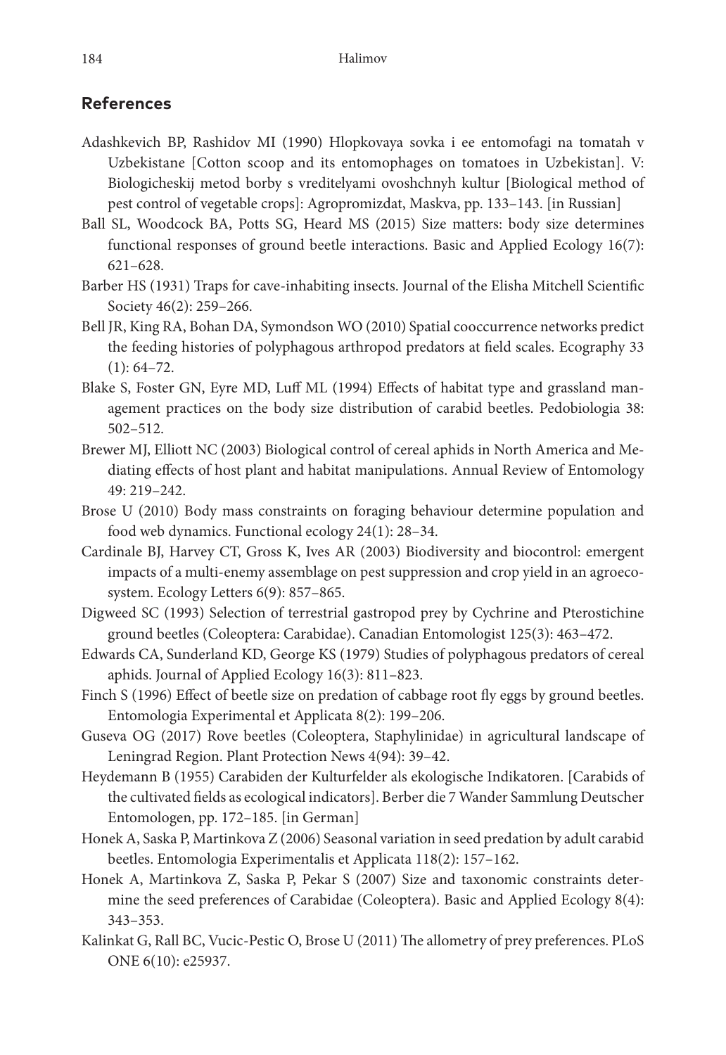## References

Adashkevich BP, Rashidov MI (1990) Hlopkovaya sovka i ee entomofagi na tomatah v Uzbekistane [Cotton scoop and its entomophages on tomatoes in Uzbekistan]. V: Biologicheskij metod borby s vreditelyami ovoshchnyh kultur [Biological method of pest control of vegetable crops]: Agropromizdat, Maskva, pp. 133–143. [in Russian]

Ball SL, Woodcock BA, Potts SG, Heard MS (2015) Size matters: body size determines functional responses of ground beetle interactions. Basic and Applied Ecology 16(7): 621–628.

Barber HS (1931) Traps for cave-inhabiting insects. Journal of the Elisha Mitchell Scientific Society 46(2): 259–266.

Bell JR, King RA, Bohan DA, Symondson WO (2010) Spatial cooccurrence networks predict the feeding histories of polyphagous arthropod predators at field scales. Ecography 33 (1): 64–72.

Blake S, Foster GN, Eyre MD, Luff ML (1994) Effects of habitat type and grassland management practices on the body size distribution of carabid beetles. Pedobiologia 38: 502–512.

Brewer MJ, Elliott NC (2003) Biological control of cereal aphids in North America and Mediating effects of host plant and habitat manipulations. Annual Review of Entomology 49: 219–242.

Brose U (2010) Body mass constraints on foraging behaviour determine population and food web dynamics. Functional ecology 24(1): 28–34.

Cardinale BJ, Harvey CT, Gross K, Ives AR (2003) Biodiversity and biocontrol: emergent impacts of a multi-enemy assemblage on pest suppression and crop yield in an agroecosystem. Ecology Letters 6(9): 857–865.

Digweed SC (1993) Selection of terrestrial gastropod prey by Cychrine and Pterostichine ground beetles (Coleoptera: Carabidae). Canadian Entomologist 125(3): 463–472.

Edwards CA, Sunderland KD, George KS (1979) Studies of polyphagous predators of cereal aphids. Journal of Applied Ecology 16(3): 811–823.

Finch S (1996) Effect of beetle size on predation of cabbage root fly eggs by ground beetles. Entomologia Experimental et Applicata 8(2): 199–206.

Guseva OG (2017) Rove beetles (Coleoptera, Staphylinidae) in agricultural landscape of Leningrad Region. Plant Protection News 4(94): 39–42.

Heydemann B (1955) Carabiden der Kulturfelder als ekologische Indikatoren. [Carabids of the cultivated fields as ecological indicators]. Berber die 7 Wander Sammlung Deutscher Entomologen, pp. 172–185. [in German]

Honek A, Saska P, Martinkova Z (2006) Seasonal variation in seed predation by adult carabid beetles. Entomologia Experimentalis et Applicata 118(2): 157–162.

Honek A, Martinkova Z, Saska P, Pekar S (2007) Size and taxonomic constraints determine the seed preferences of Carabidae (Coleoptera). Basic and Applied Ecology 8(4): 343–353.

Kalinkat G, Rall BC, Vucic-Pestic O, Brose U (2011) The allometry of prey preferences. PLoS ONE 6(10): e25937.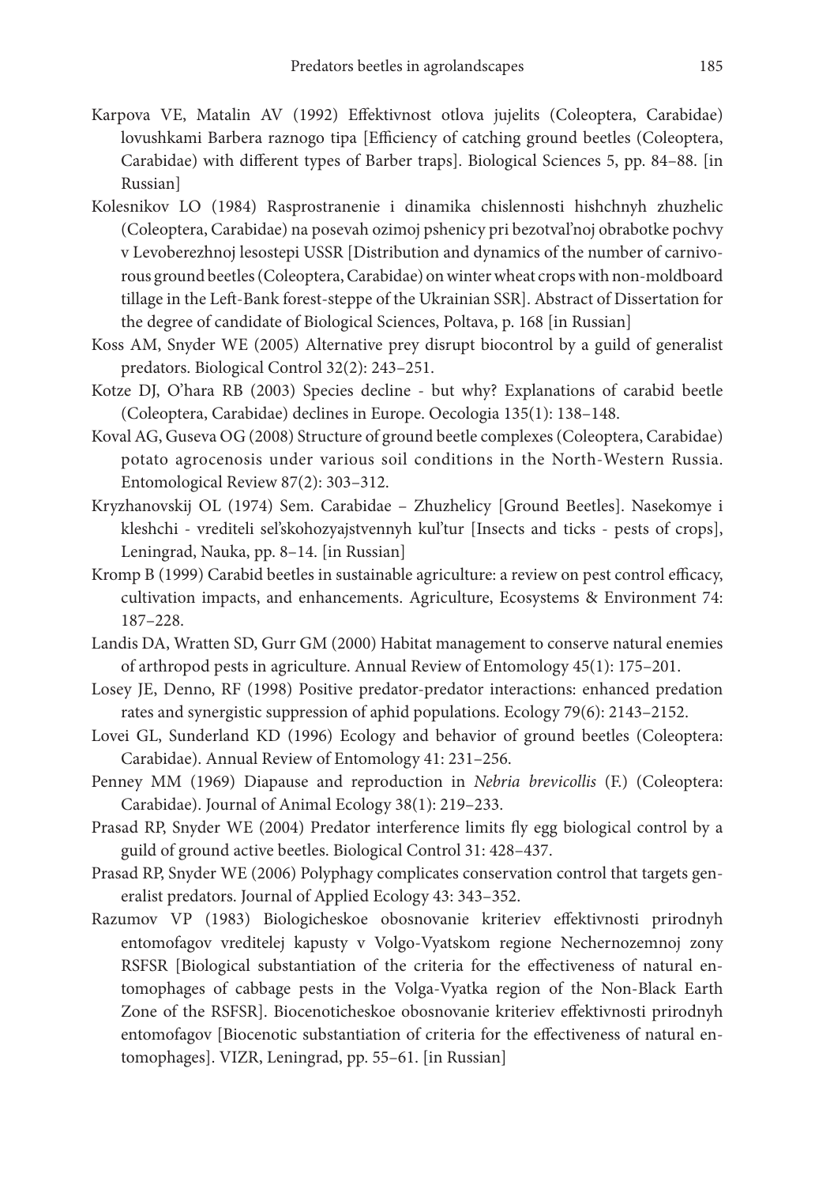Karpova VE, Matalin AV (1992) Effektivnost otlova jujelits (Coleoptera, Carabidae) lovushkami Barbera raznogo tipa [Efficiency of catching ground beetles (Coleoptera, Carabidae) with different types of Barber traps]. Biological Sciences 5, pp. 84–88. [in Russian]

Kolesnikov LO (1984) Rasprostranenie i dinamika chislennosti hishchnyh zhuzhelic (Coleoptera, Carabidae) na posevah ozimoj pshenicy pri bezotval'noj obrabotke pochvy v Levoberezhnoj lesostepi USSR [Distribution and dynamics of the number of carnivorous ground beetles (Coleoptera, Carabidae) on winter wheat crops with non-moldboard tillage in the Left-Bank forest-steppe of the Ukrainian SSR]. Abstract of Dissertation for the degree of candidate of Biological Sciences, Poltava, p. 168 [in Russian]

Koss AM, Snyder WE (2005) Alternative prey disrupt biocontrol by a guild of generalist predators. Biological Control 32(2): 243–251.

Kotze DJ, O'hara RB (2003) Species decline - but why? Explanations of carabid beetle (Coleoptera, Carabidae) declines in Europe. Oecologia 135(1): 138–148.

Koval AG, Guseva OG (2008) Structure of ground beetle complexes (Coleoptera, Carabidae) potato agrocenosis under various soil conditions in the North-Western Russia. Entomological Review 87(2): 303–312.

Kryzhanovskij OL (1974) Sem. Carabidae – Zhuzhelicy [Ground Beetles]. Nasekomye i kleshchi - vrediteli sel'skohozyajstvennyh kul'tur [Insects and ticks - pests of crops], Leningrad, Nauka, pp. 8–14. [in Russian]

Kromp B (1999) Carabid beetles in sustainable agriculture: a review on pest control efficacy, cultivation impacts, and enhancements. Agriculture, Ecosystems & Environment 74: 187–228.

Landis DA, Wratten SD, Gurr GM (2000) Habitat management to conserve natural enemies of arthropod pests in agriculture. Annual Review of Entomology 45(1): 175–201.

Losey JE, Denno, RF (1998) Positive predator-predator interactions: enhanced predation rates and synergistic suppression of aphid populations. Ecology 79(6): 2143–2152.

Lovei GL, Sunderland KD (1996) Ecology and behavior of ground beetles (Coleoptera: Carabidae). Annual Review of Entomology 41: 231–256.

Penney MM (1969) Diapause and reproduction in *Nebria brevicollis* (F.) (Coleoptera: Carabidae). Journal of Animal Ecology 38(1): 219–233.

Prasad RP, Snyder WE (2004) Predator interference limits fly egg biological control by a guild of ground active beetles. Biological Control 31: 428–437.

Prasad RP, Snyder WE (2006) Polyphagy complicates conservation control that targets generalist predators. Journal of Applied Ecology 43: 343–352.

Razumov VP (1983) Biologicheskoe obosnovanie kriteriev effektivnosti prirodnyh entomofagov vreditelej kapusty v Volgo-Vyatskom regione Nechernozemnoj zony RSFSR [Biological substantiation of the criteria for the effectiveness of natural entomophages of cabbage pests in the Volga-Vyatka region of the Non-Black Earth Zone of the RSFSR]. Biocenoticheskoe obosnovanie kriteriev effektivnosti prirodnyh entomofagov [Biocenotic substantiation of criteria for the effectiveness of natural entomophages]. VIZR, Leningrad, pp. 55–61. [in Russian]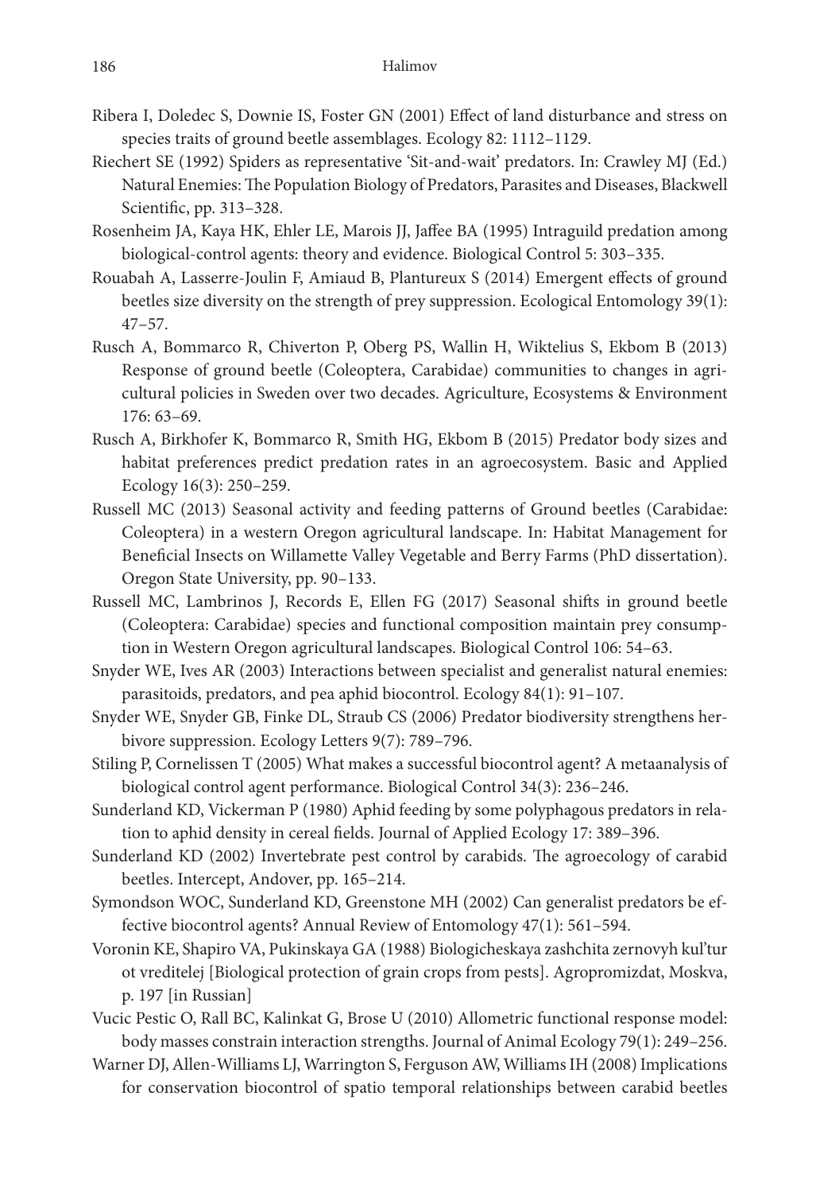Ribera I, Doledec S, Downie IS, Foster GN (2001) Effect of land disturbance and stress on species traits of ground beetle assemblages. Ecology 82: 1112–1129.

Riechert SE (1992) Spiders as representative 'Sit-and-wait' predators. In: Crawley MJ (Ed.) Natural Enemies: The Population Biology of Predators, Parasites and Diseases, Blackwell Scientific, pp. 313–328.

Rosenheim JA, Kaya HK, Ehler LE, Marois JJ, Jaffee BA (1995) Intraguild predation among biological-control agents: theory and evidence. Biological Control 5: 303–335.

Rouabah A, Lasserre-Joulin F, Amiaud B, Plantureux S (2014) Emergent effects of ground beetles size diversity on the strength of prey suppression. Ecological Entomology 39(1): 47–57.

Rusch A, Bommarco R, Chiverton P, Oberg PS, Wallin H, Wiktelius S, Ekbom B (2013) Response of ground beetle (Coleoptera, Carabidae) communities to changes in agricultural policies in Sweden over two decades. Agriculture, Ecosystems & Environment 176: 63–69.

Rusch A, Birkhofer K, Bommarco R, Smith HG, Ekbom B (2015) Predator body sizes and habitat preferences predict predation rates in an agroecosystem. Basic and Applied Ecology 16(3): 250–259.

Russell MC (2013) Seasonal activity and feeding patterns of Ground beetles (Carabidae: Coleoptera) in a western Oregon agricultural landscape. In: Habitat Management for Beneficial Insects on Willamette Valley Vegetable and Berry Farms (PhD dissertation). Oregon State University, pp. 90–133.

Russell MC, Lambrinos J, Records E, Ellen FG (2017) Seasonal shifts in ground beetle (Coleoptera: Carabidae) species and functional composition maintain prey consumption in Western Oregon agricultural landscapes. Biological Control 106: 54–63.

Snyder WE, Ives AR (2003) Interactions between specialist and generalist natural enemies: parasitoids, predators, and pea aphid biocontrol. Ecology 84(1): 91–107.

Snyder WE, Snyder GB, Finke DL, Straub CS (2006) Predator biodiversity strengthens herbivore suppression. Ecology Letters 9(7): 789–796.

Stiling P, Cornelissen T (2005) What makes a successful biocontrol agent? A metaanalysis of biological control agent performance. Biological Control 34(3): 236–246.

Sunderland KD, Vickerman P (1980) Aphid feeding by some polyphagous predators in relation to aphid density in cereal fields. Journal of Applied Ecology 17: 389–396.

Sunderland KD (2002) Invertebrate pest control by carabids. The agroecology of carabid beetles. Intercept, Andover, pp. 165–214.

Symondson WOC, Sunderland KD, Greenstone MH (2002) Can generalist predators be effective biocontrol agents? Annual Review of Entomology 47(1): 561–594.

Voronin KE, Shapiro VA, Pukinskaya GA (1988) Biologicheskaya zashchita zernovyh kul'tur ot vreditelej [Biological protection of grain crops from pests]. Agropromizdat, Moskva, p. 197 [in Russian]

Vucic Pestic O, Rall BC, Kalinkat G, Brose U (2010) Allometric functional response model: body masses constrain interaction strengths. Journal of Animal Ecology 79(1): 249–256.

Warner DJ, Allen-Williams LJ, Warrington S, Ferguson AW, Williams IH (2008) Implications for conservation biocontrol of spatio temporal relationships between carabid beetles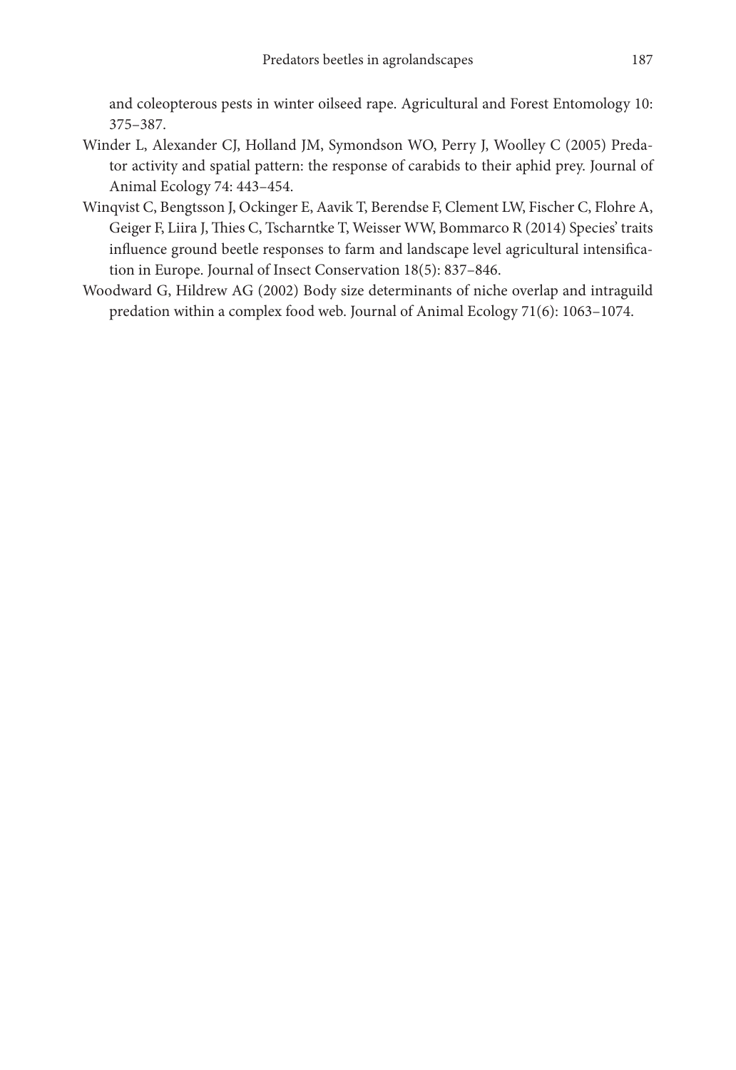and coleopterous pests in winter oilseed rape. Agricultural and Forest Entomology 10: 375–387.

Winder L, Alexander CJ, Holland JM, Symondson WO, Perry J, Woolley C (2005) Predator activity and spatial pattern: the response of carabids to their aphid prey. Journal of Animal Ecology 74: 443–454.

Winqvist C, Bengtsson J, Ockinger E, Aavik T, Berendse F, Clement LW, Fischer C, Flohre A, Geiger F, Liira J, Thies C, Tscharntke T, Weisser WW, Bommarco R (2014) Species' traits influence ground beetle responses to farm and landscape level agricultural intensification in Europe. Journal of Insect Conservation 18(5): 837–846.

Woodward G, Hildrew AG (2002) Body size determinants of niche overlap and intraguild predation within a complex food web. Journal of Animal Ecology 71(6): 1063–1074.